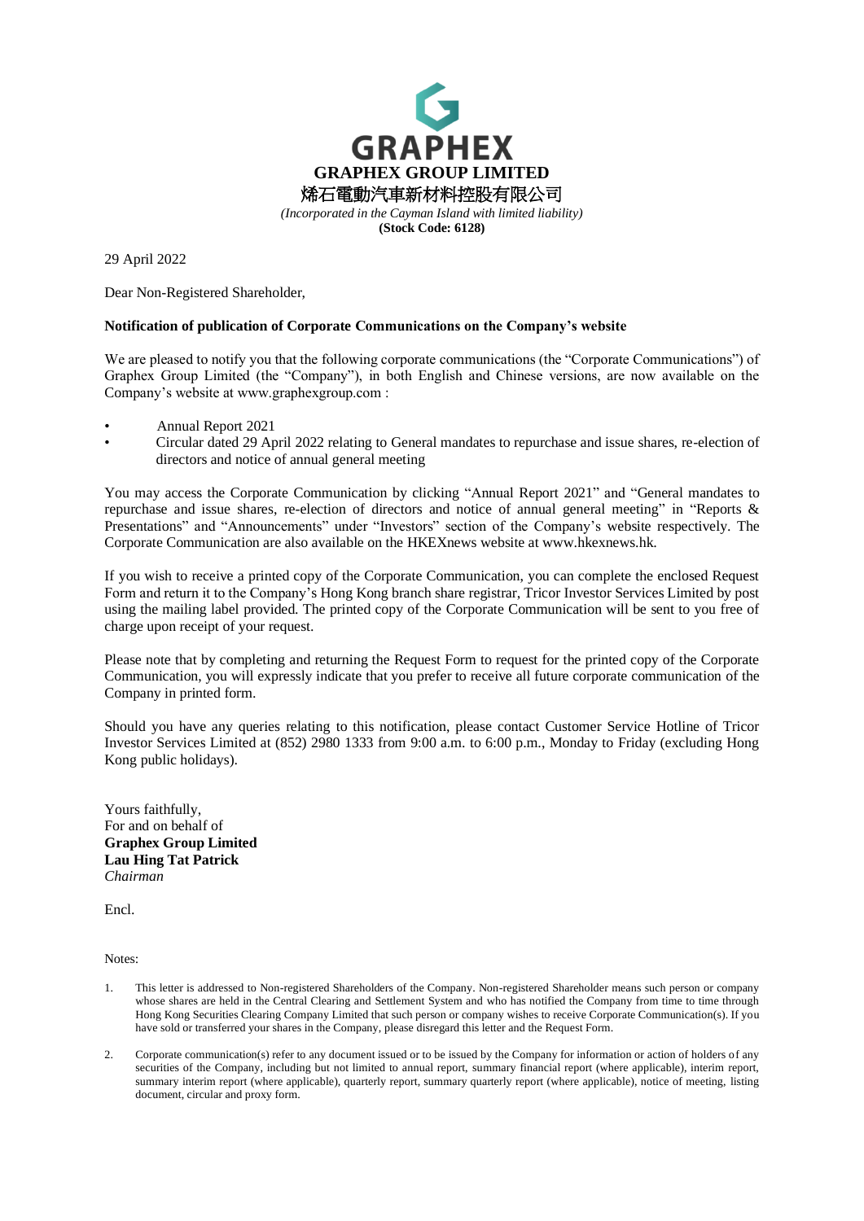**GRAPHEX**

**GRAPHEX GROUP LIMITED**

烯石電動汽車新材料控股有限公司

*(Incorporated in the Cayman Island with limited liability)*

**(Stock Code: 6128)**

29 April 2022

Dear Non-Registered Shareholder,

**Notification of publication of Corporate Communications on the Company's website**

We are pleased to notify you that the following corporate communications (the "Corporate Communications") of Graphex Group Limited (the "Company"), in both English and Chinese versions, are now available on the Company's website at www.graphexgroup.com :

- Annual Report 2021
- Circular dated 29 April 2022 relating to General mandates to repurchase and issue shares, re-election of directors and notice of annual general meeting

You may access the Corporate Communication by clicking "Annual Report 2021" and "General mandates to repurchase and issue shares, re-election of directors and notice of annual general meeting" in "Reports & Presentations" and "Announcements" under "Investors" section of the Company's website respectively. The Corporate Communication are also available on the HKEXnews website at www.hkexnews.hk.

If you wish to receive a printed copy of the Corporate Communication, you can complete the enclosed Request Form and return it to the Company's Hong Kong branch share registrar, Tricor Investor Services Limited by post using the mailing label provided. The printed copy of the Corporate Communication will be sent to you free of charge upon receipt of your request.

Please note that by completing and returning the Request Form to request for the printed copy of the Corporate Communication, you will expressly indicate that you prefer to receive all future corporate communication of the Company in printed form.

Should you have any queries relating to this notification, please contact Customer Service Hotline of Tricor Investor Services Limited at (852) 2980 1333 from 9:00 a.m. to 6:00 p.m., Monday to Friday (excluding Hong Kong public holidays).

Yours faithfully,
For and on behalf of
**Graphex Group Limited**
**Lau Hing Tat Patrick**
*Chairman*

Encl.

Notes:

1. This letter is addressed to Non-registered Shareholders of the Company. Non-registered Shareholder means such person or company whose shares are held in the Central Clearing and Settlement System and who has notified the Company from time to time through Hong Kong Securities Clearing Company Limited that such person or company wishes to receive Corporate Communication(s). If you have sold or transferred your shares in the Company, please disregard this letter and the Request Form.

2. Corporate communication(s) refer to any document issued or to be issued by the Company for information or action of holders of any securities of the Company, including but not limited to annual report, summary financial report (where applicable), interim report, summary interim report (where applicable), quarterly report, summary quarterly report (where applicable), notice of meeting, listing document, circular and proxy form.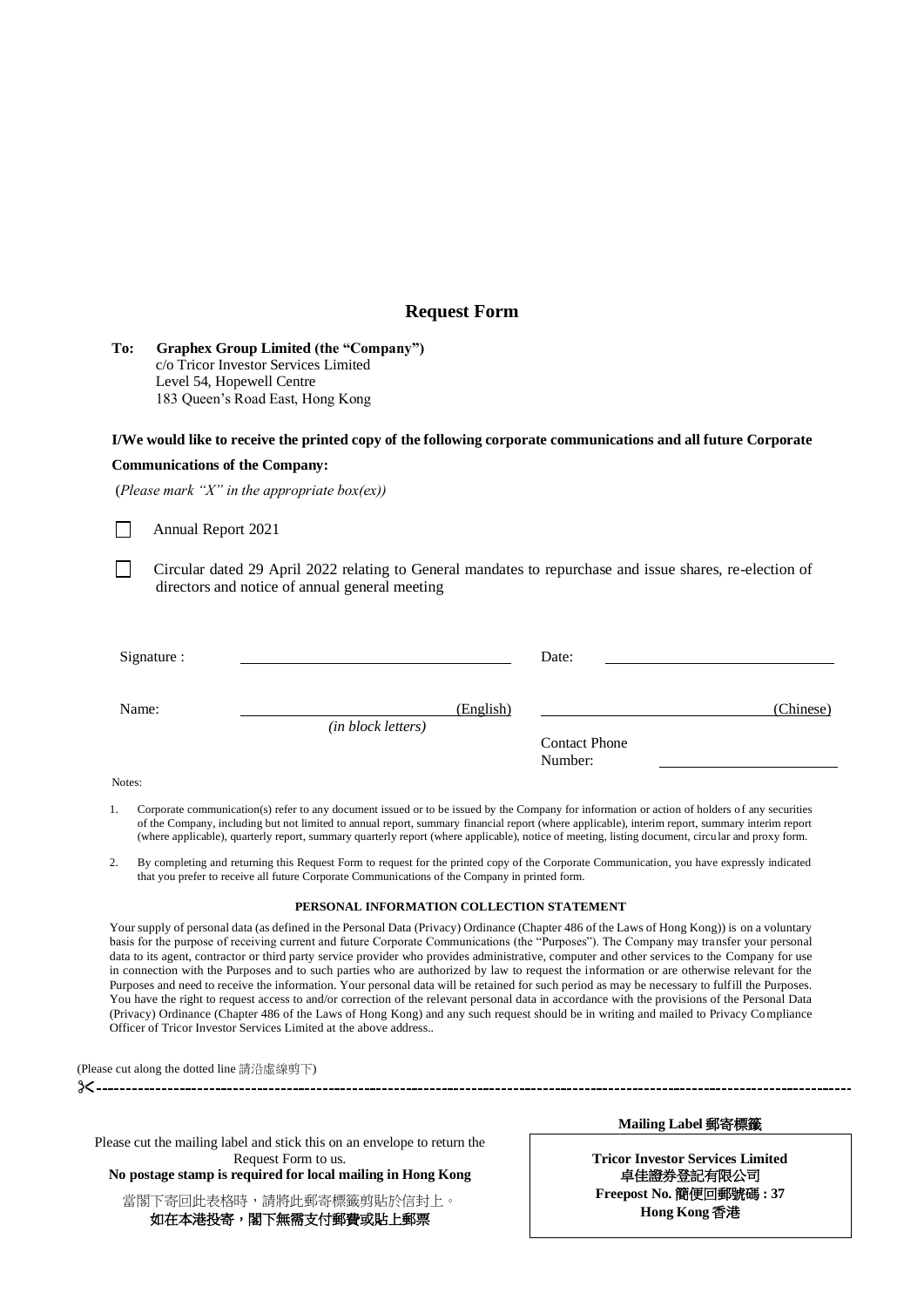# Request Form

**To: Graphex Group Limited (the "Company")**
c/o Tricor Investor Services Limited
Level 54, Hopewell Centre
183 Queen's Road East, Hong Kong

**I/We would like to receive the printed copy of the following corporate communications and all future Corporate Communications of the Company:**

(*Please mark "X" in the appropriate box(ex)*)

☐ Annual Report 2021

☐ Circular dated 29 April 2022 relating to General mandates to repurchase and issue shares, re-election of directors and notice of annual general meeting

Signature : ______________________ Date: ______________________

Name: ______________________ (English) ______________________ (Chinese)
*(in block letters)*

Contact Phone Number: ______________________

Notes:

1. Corporate communication(s) refer to any document issued or to be issued by the Company for information or action of holders of any securities of the Company, including but not limited to annual report, summary financial report (where applicable), interim report, summary interim report (where applicable), quarterly report, summary quarterly report (where applicable), notice of meeting, listing document, circular and proxy form.

2. By completing and returning this Request Form to request for the printed copy of the Corporate Communication, you have expressly indicated that you prefer to receive all future Corporate Communications of the Company in printed form.

**PERSONAL INFORMATION COLLECTION STATEMENT**

Your supply of personal data (as defined in the Personal Data (Privacy) Ordinance (Chapter 486 of the Laws of Hong Kong)) is on a voluntary basis for the purpose of receiving current and future Corporate Communications (the "Purposes"). The Company may transfer your personal data to its agent, contractor or third party service provider who provides administrative, computer and other services to the Company for use in connection with the Purposes and to such parties who are authorized by law to request the information or are otherwise relevant for the Purposes and need to receive the information. Your personal data will be retained for such period as may be necessary to fulfill the Purposes. You have the right to request access to and/or correction of the relevant personal data in accordance with the provisions of the Personal Data (Privacy) Ordinance (Chapter 486 of the Laws of Hong Kong) and any such request should be in writing and mailed to Privacy Compliance Officer of Tricor Investor Services Limited at the above address..

(Please cut along the dotted line 請沿虛線剪下)

---

Please cut the mailing label and stick this on an envelope to return the Request Form to us.
**No postage stamp is required for local mailing in Hong Kong**

當閣下寄回此表格時，請將此郵寄標籤剪貼於信封上。
**如在本港投寄，閣下無需支付郵費或貼上郵票**

**Mailing Label 郵寄標籤**

**Tricor Investor Services Limited**
**卓佳證券登記有限公司**
**Freepost No. 簡便回郵號碼 : 37**
**Hong Kong 香港**